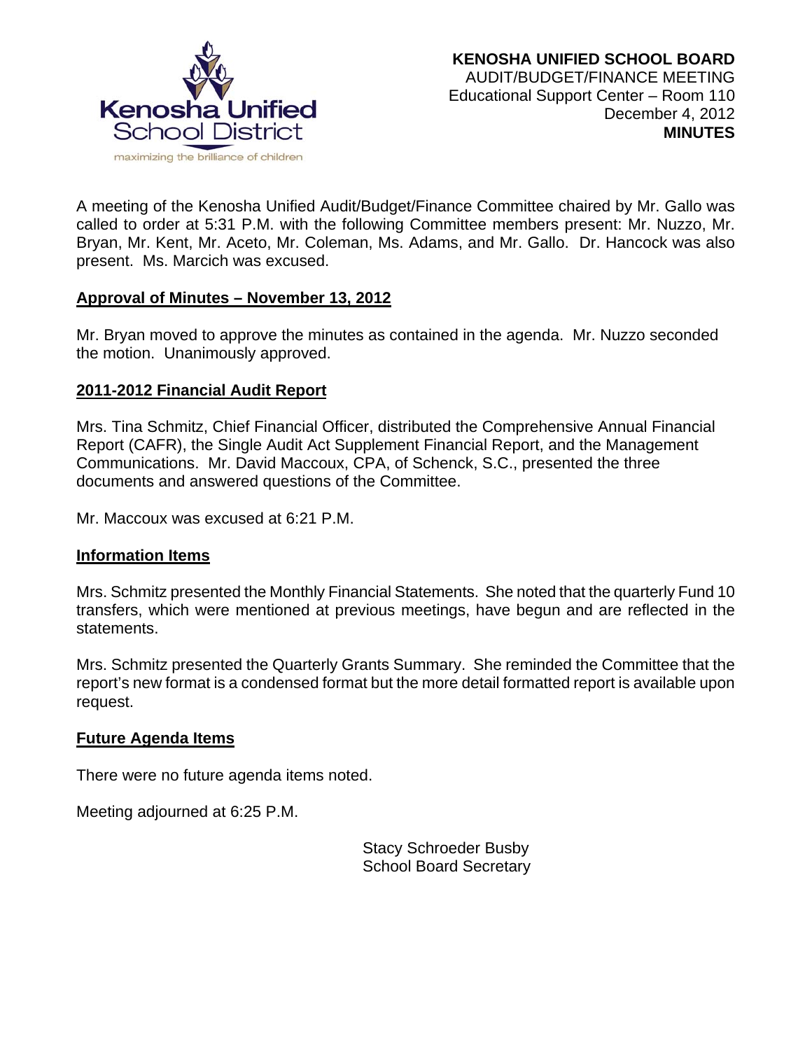**KENOSHA UNIFIED SCHOOL BOARD**
AUDIT/BUDGET/FINANCE MEETING
Educational Support Center – Room 110
December 4, 2012
**MINUTES**

A meeting of the Kenosha Unified Audit/Budget/Finance Committee chaired by Mr. Gallo was called to order at 5:31 P.M. with the following Committee members present: Mr. Nuzzo, Mr. Bryan, Mr. Kent, Mr. Aceto, Mr. Coleman, Ms. Adams, and Mr. Gallo. Dr. Hancock was also present. Ms. Marcich was excused.

## Approval of Minutes – November 13, 2012

Mr. Bryan moved to approve the minutes as contained in the agenda. Mr. Nuzzo seconded the motion. Unanimously approved.

## 2011-2012 Financial Audit Report

Mrs. Tina Schmitz, Chief Financial Officer, distributed the Comprehensive Annual Financial Report (CAFR), the Single Audit Act Supplement Financial Report, and the Management Communications. Mr. David Maccoux, CPA, of Schenck, S.C., presented the three documents and answered questions of the Committee.

Mr. Maccoux was excused at 6:21 P.M.

## Information Items

Mrs. Schmitz presented the Monthly Financial Statements. She noted that the quarterly Fund 10 transfers, which were mentioned at previous meetings, have begun and are reflected in the statements.

Mrs. Schmitz presented the Quarterly Grants Summary. She reminded the Committee that the report's new format is a condensed format but the more detail formatted report is available upon request.

## Future Agenda Items

There were no future agenda items noted.

Meeting adjourned at 6:25 P.M.

Stacy Schroeder Busby
School Board Secretary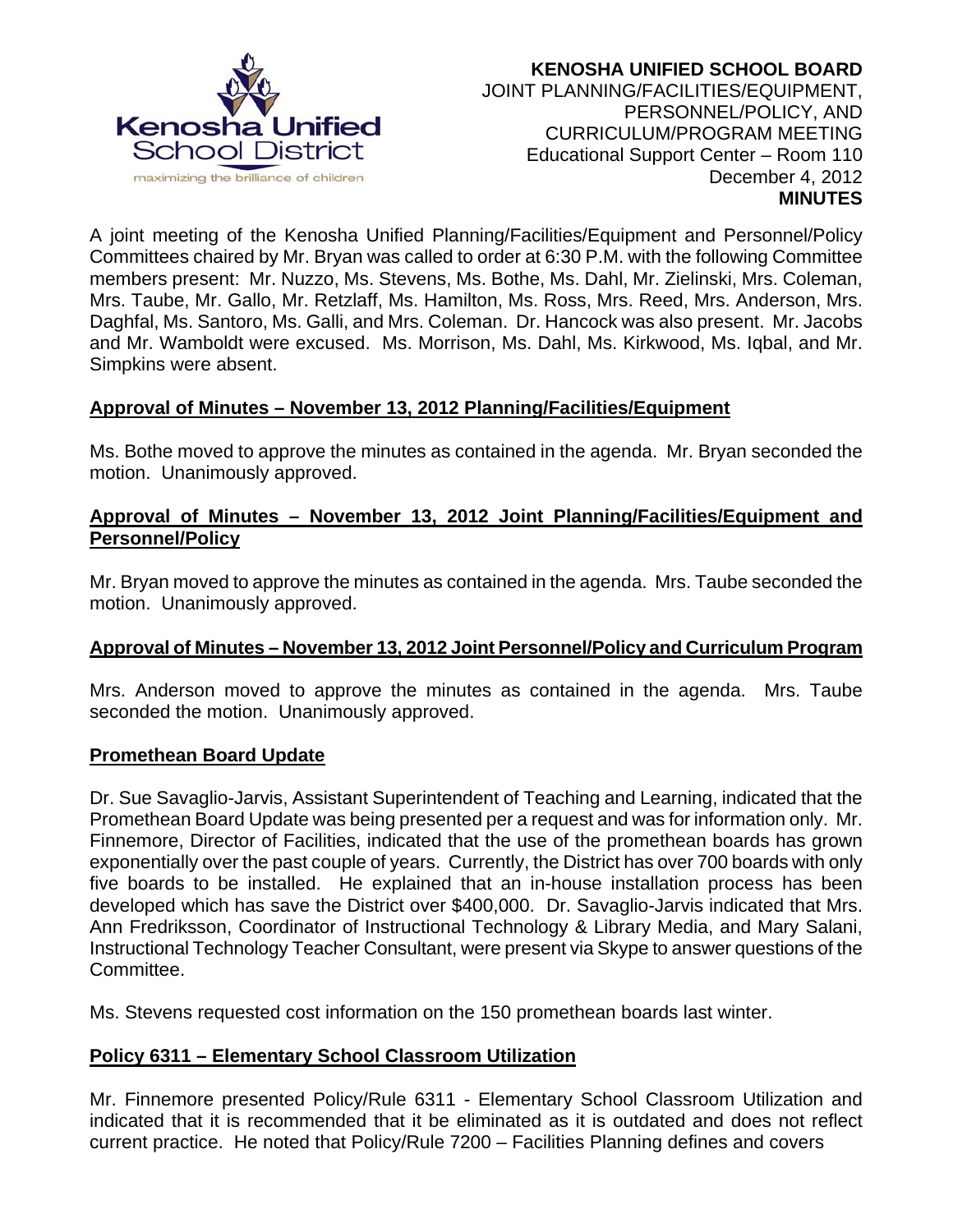**KENOSHA UNIFIED SCHOOL BOARD**
JOINT PLANNING/FACILITIES/EQUIPMENT, PERSONNEL/POLICY, AND CURRICULUM/PROGRAM MEETING
Educational Support Center – Room 110
December 4, 2012
**MINUTES**

A joint meeting of the Kenosha Unified Planning/Facilities/Equipment and Personnel/Policy Committees chaired by Mr. Bryan was called to order at 6:30 P.M. with the following Committee members present: Mr. Nuzzo, Ms. Stevens, Ms. Bothe, Ms. Dahl, Mr. Zielinski, Mrs. Coleman, Mrs. Taube, Mr. Gallo, Mr. Retzlaff, Ms. Hamilton, Ms. Ross, Mrs. Reed, Mrs. Anderson, Mrs. Daghfal, Ms. Santoro, Ms. Galli, and Mrs. Coleman. Dr. Hancock was also present. Mr. Jacobs and Mr. Wamboldt were excused. Ms. Morrison, Ms. Dahl, Ms. Kirkwood, Ms. Iqbal, and Mr. Simpkins were absent.

**Approval of Minutes – November 13, 2012 Planning/Facilities/Equipment**

Ms. Bothe moved to approve the minutes as contained in the agenda. Mr. Bryan seconded the motion. Unanimously approved.

**Approval of Minutes – November 13, 2012 Joint Planning/Facilities/Equipment and Personnel/Policy**

Mr. Bryan moved to approve the minutes as contained in the agenda. Mrs. Taube seconded the motion. Unanimously approved.

**Approval of Minutes – November 13, 2012 Joint Personnel/Policy and Curriculum Program**

Mrs. Anderson moved to approve the minutes as contained in the agenda. Mrs. Taube seconded the motion. Unanimously approved.

**Promethean Board Update**

Dr. Sue Savaglio-Jarvis, Assistant Superintendent of Teaching and Learning, indicated that the Promethean Board Update was being presented per a request and was for information only. Mr. Finnemore, Director of Facilities, indicated that the use of the promethean boards has grown exponentially over the past couple of years. Currently, the District has over 700 boards with only five boards to be installed. He explained that an in-house installation process has been developed which has save the District over $400,000. Dr. Savaglio-Jarvis indicated that Mrs. Ann Fredriksson, Coordinator of Instructional Technology & Library Media, and Mary Salani, Instructional Technology Teacher Consultant, were present via Skype to answer questions of the Committee.

Ms. Stevens requested cost information on the 150 promethean boards last winter.

**Policy 6311 – Elementary School Classroom Utilization**

Mr. Finnemore presented Policy/Rule 6311 - Elementary School Classroom Utilization and indicated that it is recommended that it be eliminated as it is outdated and does not reflect current practice. He noted that Policy/Rule 7200 – Facilities Planning defines and covers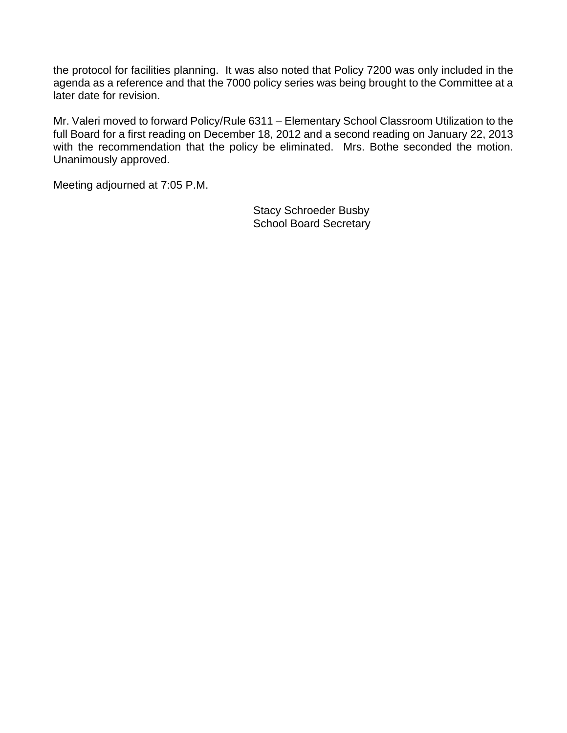the protocol for facilities planning. It was also noted that Policy 7200 was only included in the agenda as a reference and that the 7000 policy series was being brought to the Committee at a later date for revision.

Mr. Valeri moved to forward Policy/Rule 6311 – Elementary School Classroom Utilization to the full Board for a first reading on December 18, 2012 and a second reading on January 22, 2013 with the recommendation that the policy be eliminated. Mrs. Bothe seconded the motion. Unanimously approved.

Meeting adjourned at 7:05 P.M.

Stacy Schroeder Busby
School Board Secretary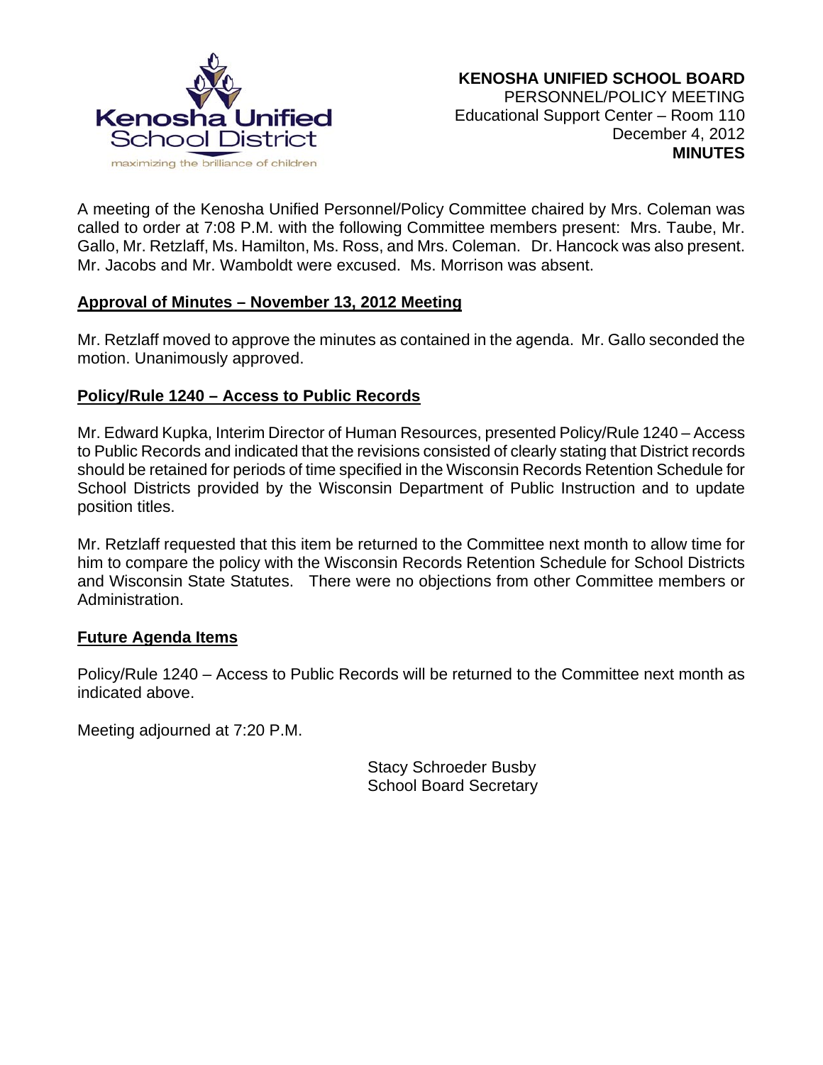**KENOSHA UNIFIED SCHOOL BOARD**
PERSONNEL/POLICY MEETING
Educational Support Center – Room 110
December 4, 2012
**MINUTES**

A meeting of the Kenosha Unified Personnel/Policy Committee chaired by Mrs. Coleman was called to order at 7:08 P.M. with the following Committee members present: Mrs. Taube, Mr. Gallo, Mr. Retzlaff, Ms. Hamilton, Ms. Ross, and Mrs. Coleman. Dr. Hancock was also present. Mr. Jacobs and Mr. Wamboldt were excused. Ms. Morrison was absent.

## Approval of Minutes – November 13, 2012 Meeting

Mr. Retzlaff moved to approve the minutes as contained in the agenda. Mr. Gallo seconded the motion. Unanimously approved.

## Policy/Rule 1240 – Access to Public Records

Mr. Edward Kupka, Interim Director of Human Resources, presented Policy/Rule 1240 – Access to Public Records and indicated that the revisions consisted of clearly stating that District records should be retained for periods of time specified in the Wisconsin Records Retention Schedule for School Districts provided by the Wisconsin Department of Public Instruction and to update position titles.

Mr. Retzlaff requested that this item be returned to the Committee next month to allow time for him to compare the policy with the Wisconsin Records Retention Schedule for School Districts and Wisconsin State Statutes. There were no objections from other Committee members or Administration.

## Future Agenda Items

Policy/Rule 1240 – Access to Public Records will be returned to the Committee next month as indicated above.

Meeting adjourned at 7:20 P.M.

Stacy Schroeder Busby
School Board Secretary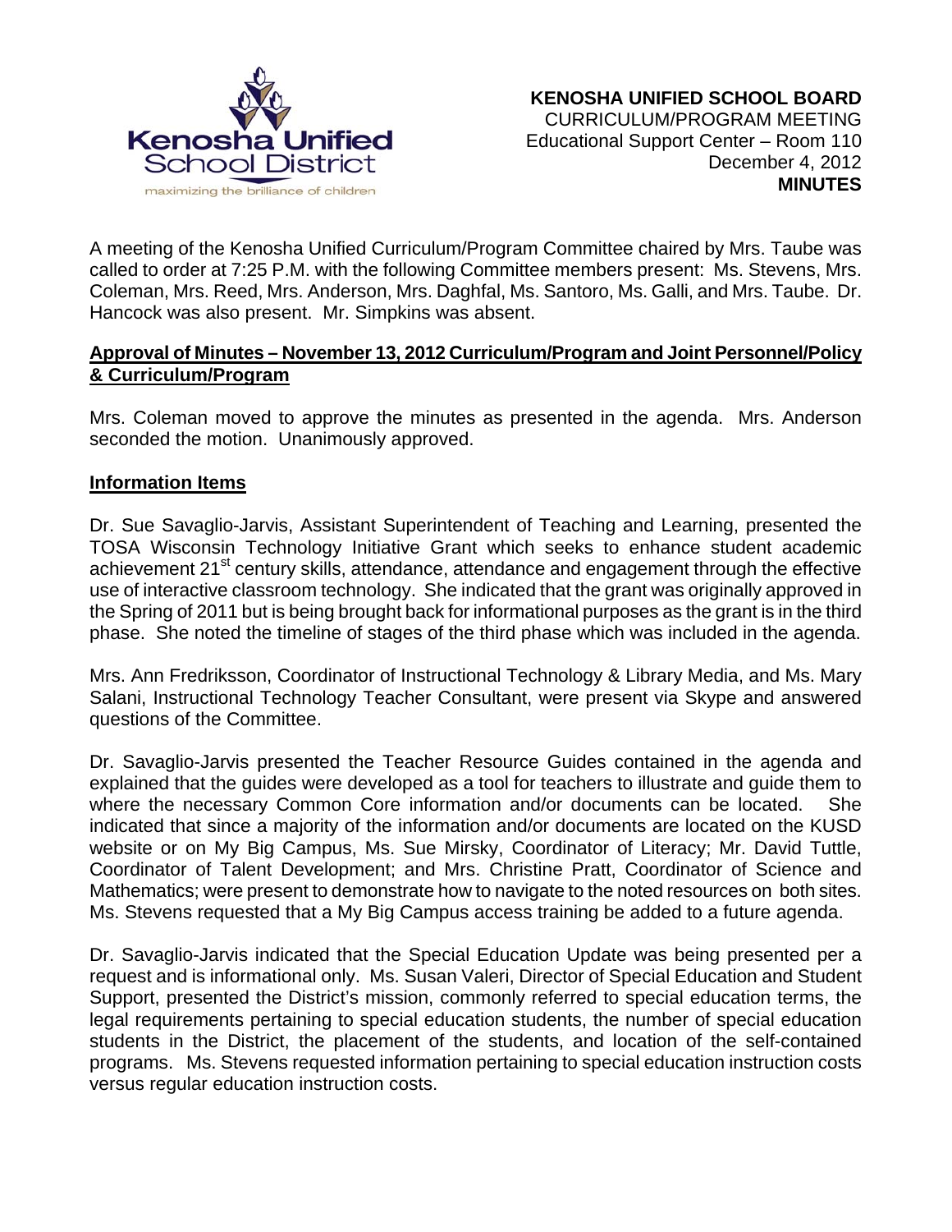**KENOSHA UNIFIED SCHOOL BOARD**
CURRICULUM/PROGRAM MEETING
Educational Support Center – Room 110
December 4, 2012
**MINUTES**

A meeting of the Kenosha Unified Curriculum/Program Committee chaired by Mrs. Taube was called to order at 7:25 P.M. with the following Committee members present: Ms. Stevens, Mrs. Coleman, Mrs. Reed, Mrs. Anderson, Mrs. Daghfal, Ms. Santoro, Ms. Galli, and Mrs. Taube. Dr. Hancock was also present. Mr. Simpkins was absent.

**Approval of Minutes – November 13, 2012 Curriculum/Program and Joint Personnel/Policy & Curriculum/Program**

Mrs. Coleman moved to approve the minutes as presented in the agenda. Mrs. Anderson seconded the motion. Unanimously approved.

**Information Items**

Dr. Sue Savaglio-Jarvis, Assistant Superintendent of Teaching and Learning, presented the TOSA Wisconsin Technology Initiative Grant which seeks to enhance student academic achievement 21st century skills, attendance, attendance and engagement through the effective use of interactive classroom technology. She indicated that the grant was originally approved in the Spring of 2011 but is being brought back for informational purposes as the grant is in the third phase. She noted the timeline of stages of the third phase which was included in the agenda.

Mrs. Ann Fredriksson, Coordinator of Instructional Technology & Library Media, and Ms. Mary Salani, Instructional Technology Teacher Consultant, were present via Skype and answered questions of the Committee.

Dr. Savaglio-Jarvis presented the Teacher Resource Guides contained in the agenda and explained that the guides were developed as a tool for teachers to illustrate and guide them to where the necessary Common Core information and/or documents can be located. She indicated that since a majority of the information and/or documents are located on the KUSD website or on My Big Campus, Ms. Sue Mirsky, Coordinator of Literacy; Mr. David Tuttle, Coordinator of Talent Development; and Mrs. Christine Pratt, Coordinator of Science and Mathematics; were present to demonstrate how to navigate to the noted resources on both sites. Ms. Stevens requested that a My Big Campus access training be added to a future agenda.

Dr. Savaglio-Jarvis indicated that the Special Education Update was being presented per a request and is informational only. Ms. Susan Valeri, Director of Special Education and Student Support, presented the District's mission, commonly referred to special education terms, the legal requirements pertaining to special education students, the number of special education students in the District, the placement of the students, and location of the self-contained programs. Ms. Stevens requested information pertaining to special education instruction costs versus regular education instruction costs.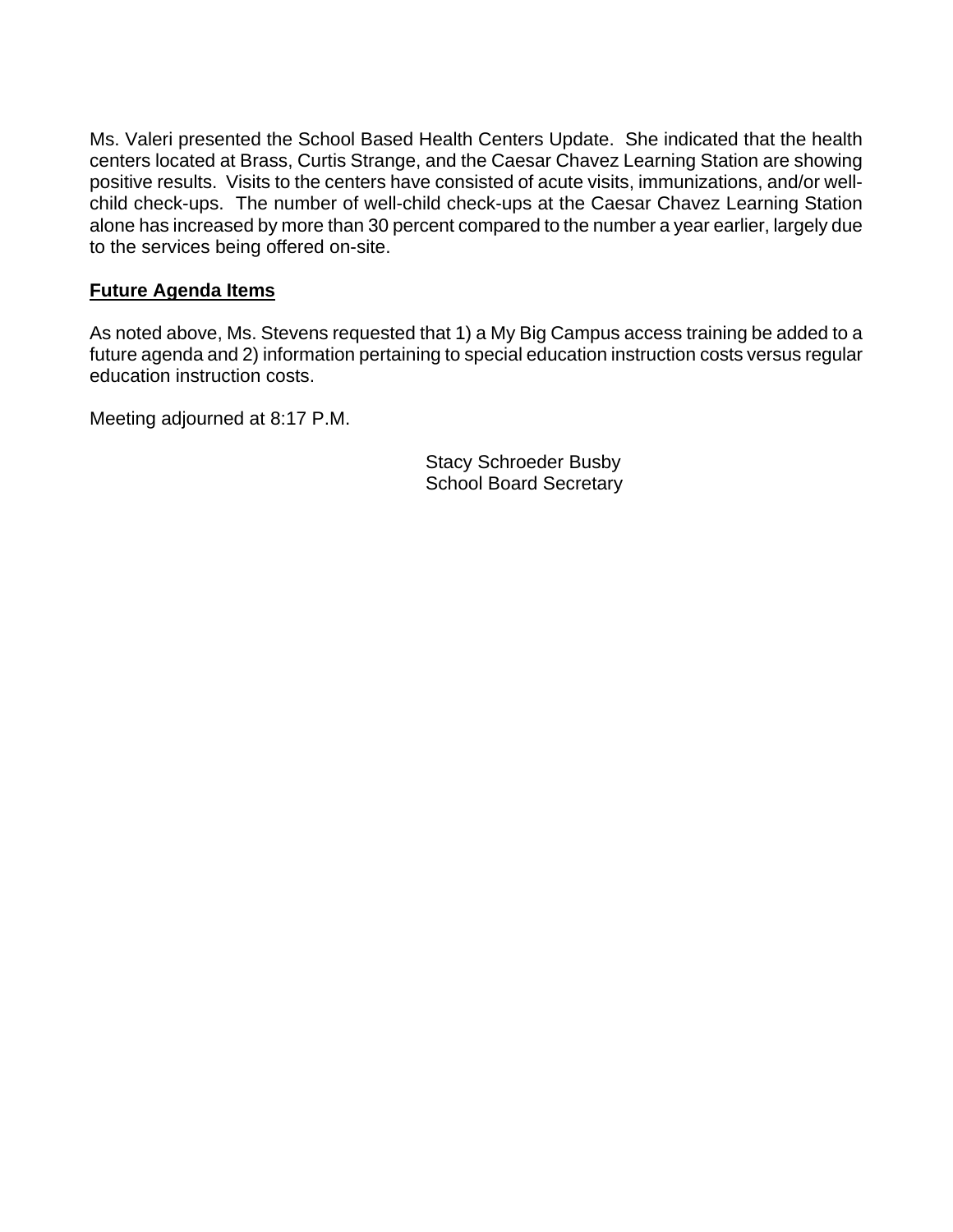Ms. Valeri presented the School Based Health Centers Update. She indicated that the health centers located at Brass, Curtis Strange, and the Caesar Chavez Learning Station are showing positive results. Visits to the centers have consisted of acute visits, immunizations, and/or well-child check-ups. The number of well-child check-ups at the Caesar Chavez Learning Station alone has increased by more than 30 percent compared to the number a year earlier, largely due to the services being offered on-site.

**Future Agenda Items**

As noted above, Ms. Stevens requested that 1) a My Big Campus access training be added to a future agenda and 2) information pertaining to special education instruction costs versus regular education instruction costs.

Meeting adjourned at 8:17 P.M.

Stacy Schroeder Busby
School Board Secretary